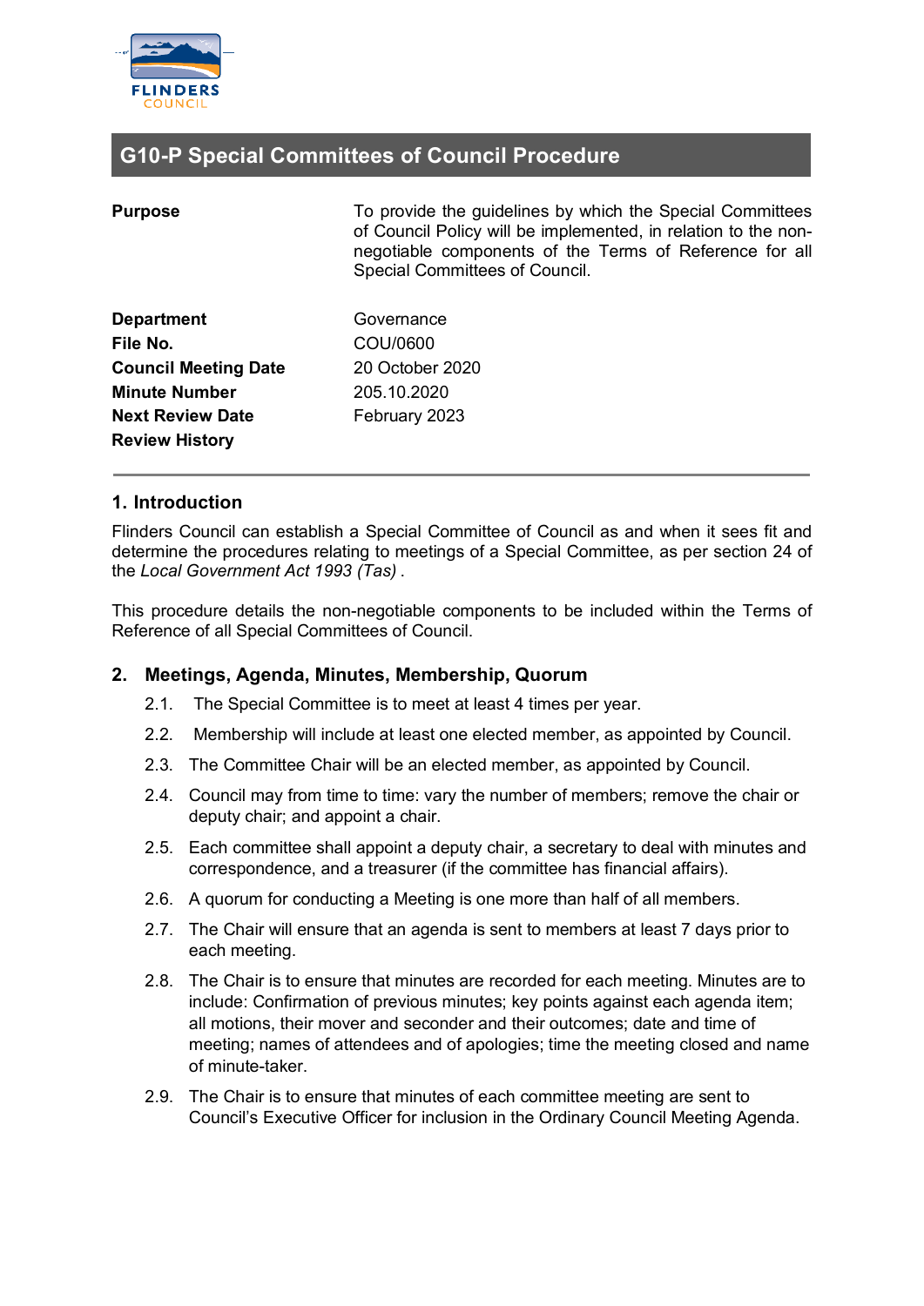# G10-P Special Committees of Council Procedure

| | |
|---|---|
| **Purpose** | To provide the guidelines by which the Special Committees of Council Policy will be implemented, in relation to the non-negotiable components of the Terms of Reference for all Special Committees of Council. |
| **Department** | Governance |
| **File No.** | COU/0600 |
| **Council Meeting Date** | 20 October 2020 |
| **Minute Number** | 205.10.2020 |
| **Next Review Date** | February 2023 |
| **Review History** | |

---

## 1. Introduction

Flinders Council can establish a Special Committee of Council as and when it sees fit and determine the procedures relating to meetings of a Special Committee, as per section 24 of the *Local Government Act 1993 (Tas)* .

This procedure details the non-negotiable components to be included within the Terms of Reference of all Special Committees of Council.

## 2. Meetings, Agenda, Minutes, Membership, Quorum

2.1. The Special Committee is to meet at least 4 times per year.

2.2. Membership will include at least one elected member, as appointed by Council.

2.3. The Committee Chair will be an elected member, as appointed by Council.

2.4. Council may from time to time: vary the number of members; remove the chair or deputy chair; and appoint a chair.

2.5. Each committee shall appoint a deputy chair, a secretary to deal with minutes and correspondence, and a treasurer (if the committee has financial affairs).

2.6. A quorum for conducting a Meeting is one more than half of all members.

2.7. The Chair will ensure that an agenda is sent to members at least 7 days prior to each meeting.

2.8. The Chair is to ensure that minutes are recorded for each meeting. Minutes are to include: Confirmation of previous minutes; key points against each agenda item; all motions, their mover and seconder and their outcomes; date and time of meeting; names of attendees and of apologies; time the meeting closed and name of minute-taker.

2.9. The Chair is to ensure that minutes of each committee meeting are sent to Council's Executive Officer for inclusion in the Ordinary Council Meeting Agenda.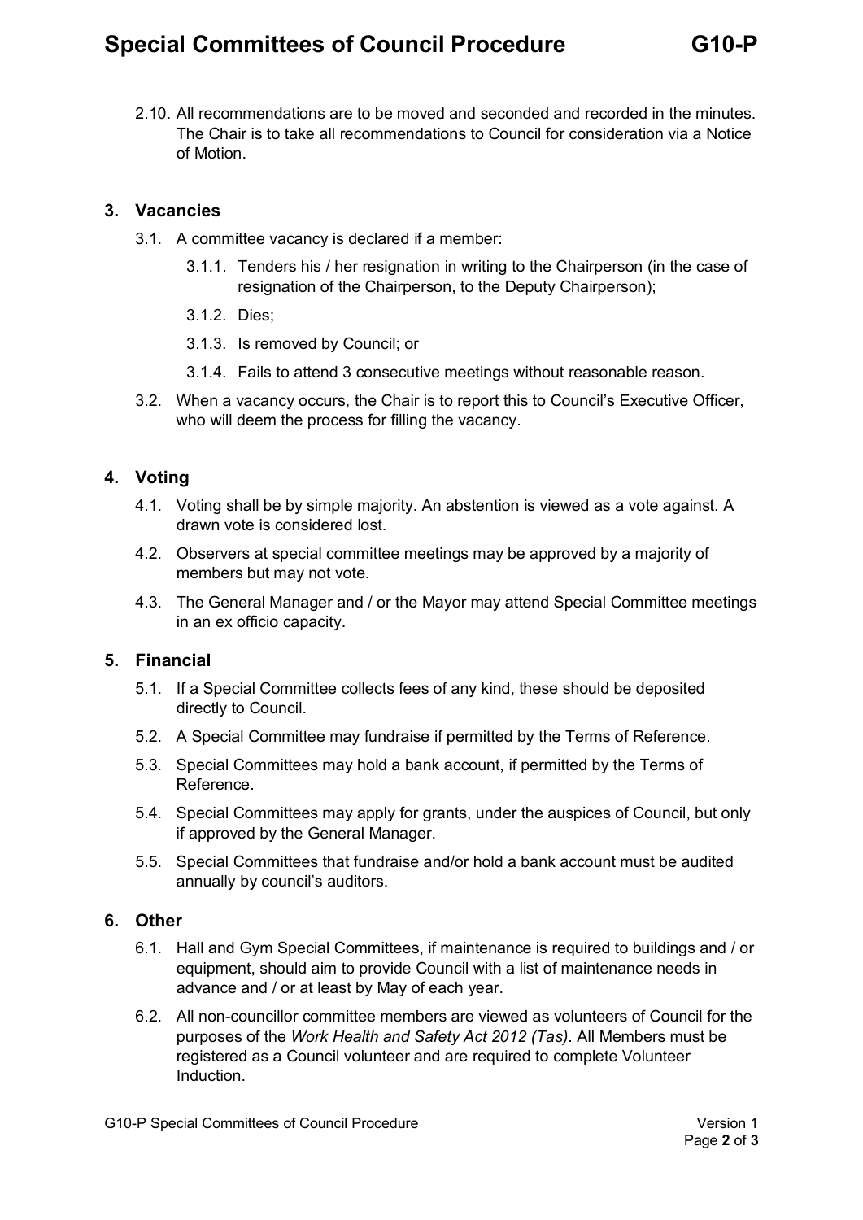2.10. All recommendations are to be moved and seconded and recorded in the minutes. The Chair is to take all recommendations to Council for consideration via a Notice of Motion.

## 3. Vacancies

3.1. A committee vacancy is declared if a member:

3.1.1. Tenders his / her resignation in writing to the Chairperson (in the case of resignation of the Chairperson, to the Deputy Chairperson);

3.1.2. Dies;

3.1.3. Is removed by Council; or

3.1.4. Fails to attend 3 consecutive meetings without reasonable reason.

3.2. When a vacancy occurs, the Chair is to report this to Council's Executive Officer, who will deem the process for filling the vacancy.

## 4. Voting

4.1. Voting shall be by simple majority. An abstention is viewed as a vote against. A drawn vote is considered lost.

4.2. Observers at special committee meetings may be approved by a majority of members but may not vote.

4.3. The General Manager and / or the Mayor may attend Special Committee meetings in an ex officio capacity.

## 5. Financial

5.1. If a Special Committee collects fees of any kind, these should be deposited directly to Council.

5.2. A Special Committee may fundraise if permitted by the Terms of Reference.

5.3. Special Committees may hold a bank account, if permitted by the Terms of Reference.

5.4. Special Committees may apply for grants, under the auspices of Council, but only if approved by the General Manager.

5.5. Special Committees that fundraise and/or hold a bank account must be audited annually by council's auditors.

## 6. Other

6.1. Hall and Gym Special Committees, if maintenance is required to buildings and / or equipment, should aim to provide Council with a list of maintenance needs in advance and / or at least by May of each year.

6.2. All non-councillor committee members are viewed as volunteers of Council for the purposes of the *Work Health and Safety Act 2012 (Tas)*. All Members must be registered as a Council volunteer and are required to complete Volunteer Induction.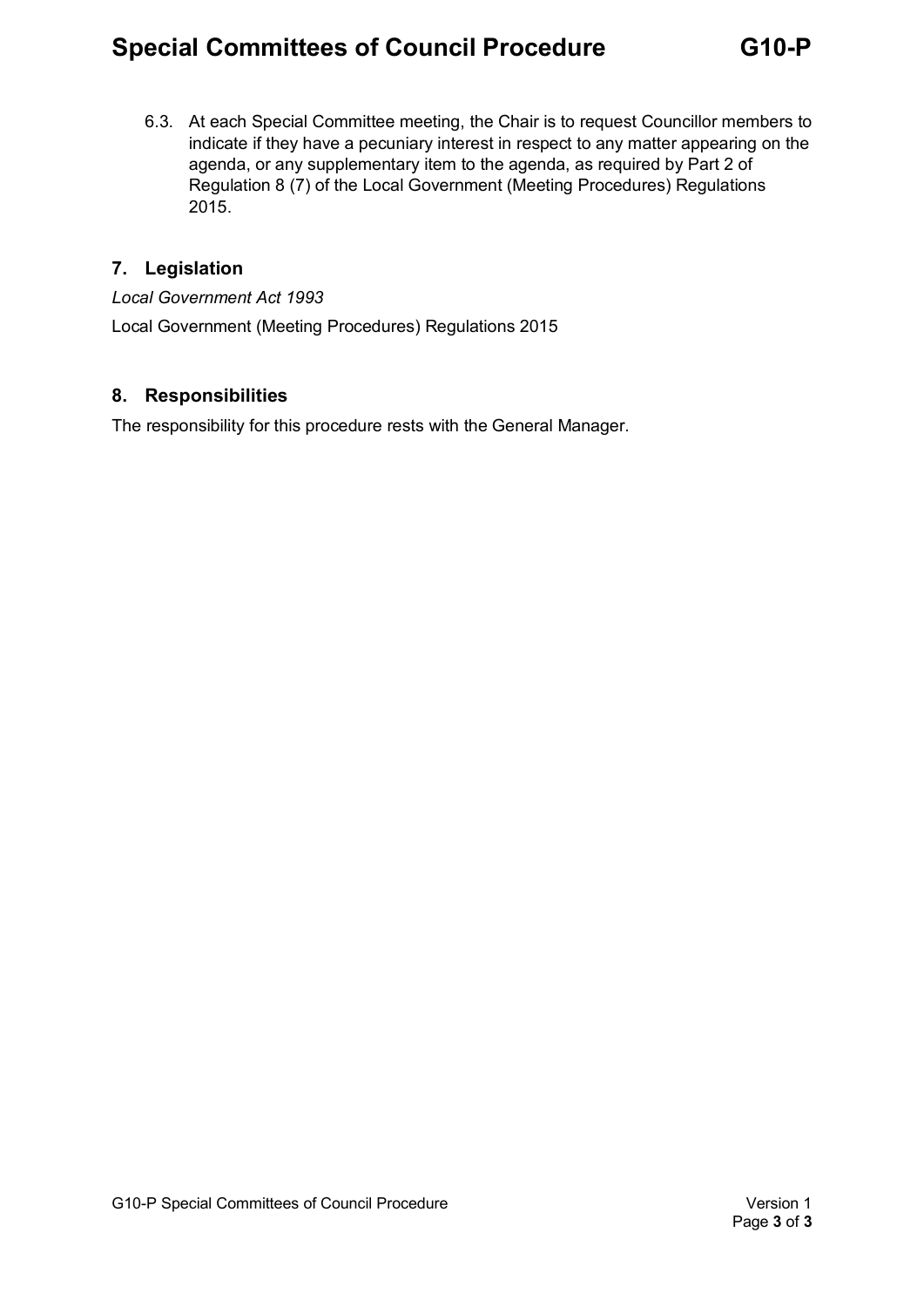6.3. At each Special Committee meeting, the Chair is to request Councillor members to indicate if they have a pecuniary interest in respect to any matter appearing on the agenda, or any supplementary item to the agenda, as required by Part 2 of Regulation 8 (7) of the Local Government (Meeting Procedures) Regulations 2015.

## 7. Legislation

*Local Government Act 1993*

Local Government (Meeting Procedures) Regulations 2015

## 8. Responsibilities

The responsibility for this procedure rests with the General Manager.